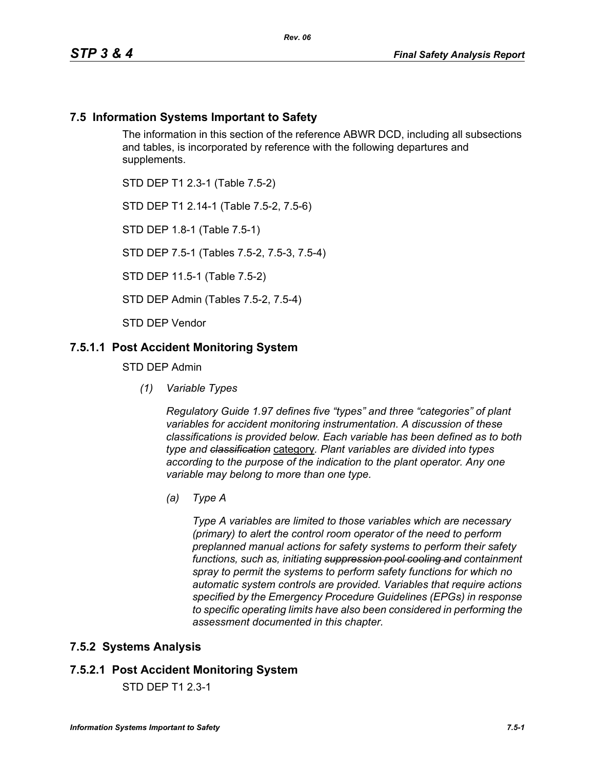## 7.5 Information Systems Important to Safety

The information in this section of the reference ABWR DCD, including all subsections and tables, is incorporated by reference with the following departures and supplements.

STD DEP T1 2.3-1 (Table 7.5-2)

STD DEP T1 2.14-1 (Table 7.5-2, 7.5-6)

STD DEP 1.8-1 (Table 7.5-1)

STD DEP 7.5-1 (Tables 7.5-2, 7.5-3, 7.5-4)

STD DEP 11.5-1 (Table 7.5-2)

STD DEP Admin (Tables 7.5-2, 7.5-4)

STD DEP Vendor

### 7.5.1.1 Post Accident Monitoring System

STD DEP Admin

*(1) Variable Types*

*Regulatory Guide 1.97 defines five "types" and three "categories" of plant variables for accident monitoring instrumentation. A discussion of these classifications is provided below. Each variable has been defined as to both type and ~~classification~~* <u>category</u>*. Plant variables are divided into types according to the purpose of the indication to the plant operator. Any one variable may belong to more than one type.*

*(a) Type A*

*Type A variables are limited to those variables which are necessary (primary) to alert the control room operator of the need to perform preplanned manual actions for safety systems to perform their safety functions, such as, initiating ~~suppression pool cooling and~~ containment spray to permit the systems to perform safety functions for which no automatic system controls are provided. Variables that require actions specified by the Emergency Procedure Guidelines (EPGs) in response to specific operating limits have also been considered in performing the assessment documented in this chapter.*

## 7.5.2 Systems Analysis

### 7.5.2.1 Post Accident Monitoring System

STD DEP T1 2.3-1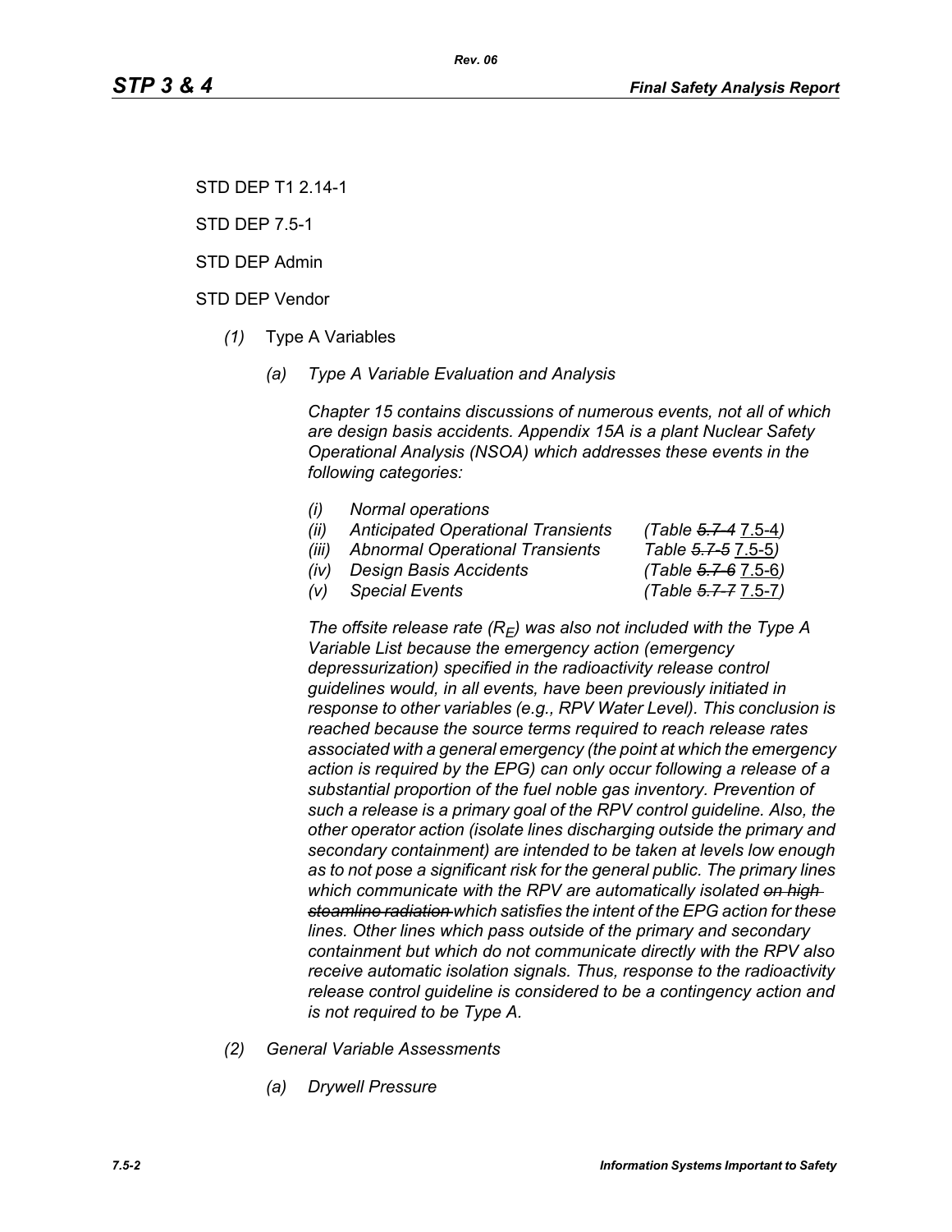STD DEP T1 2.14-1

STD DEP 7.5-1

STD DEP Admin

STD DEP Vendor

*(1)* Type A Variables

*(a) Type A Variable Evaluation and Analysis*

*Chapter 15 contains discussions of numerous events, not all of which are design basis accidents. Appendix 15A is a plant Nuclear Safety Operational Analysis (NSOA) which addresses these events in the following categories:*

| | | |
|---|---|---|
| *(i)* | *Normal operations* | |
| *(ii)* | *Anticipated Operational Transients* | *(Table ~~5.7-4~~ 7.5-4)* |
| *(iii)* | *Abnormal Operational Transients* | *Table ~~5.7-5~~ 7.5-5)* |
| *(iv)* | *Design Basis Accidents* | *(Table ~~5.7-6~~ 7.5-6)* |
| *(v)* | *Special Events* | *(Table ~~5.7-7~~ 7.5-7)* |

*The offsite release rate ($R_E$) was also not included with the Type A Variable List because the emergency action (emergency depressurization) specified in the radioactivity release control guidelines would, in all events, have been previously initiated in response to other variables (e.g., RPV Water Level). This conclusion is reached because the source terms required to reach release rates associated with a general emergency (the point at which the emergency action is required by the EPG) can only occur following a release of a substantial proportion of the fuel noble gas inventory. Prevention of such a release is a primary goal of the RPV control guideline. Also, the other operator action (isolate lines discharging outside the primary and secondary containment) are intended to be taken at levels low enough as to not pose a significant risk for the general public. The primary lines which communicate with the RPV are automatically isolated ~~on high steamline radiation~~ which satisfies the intent of the EPG action for these lines. Other lines which pass outside of the primary and secondary containment but which do not communicate directly with the RPV also receive automatic isolation signals. Thus, response to the radioactivity release control guideline is considered to be a contingency action and is not required to be Type A.*

*(2) General Variable Assessments*

*(a) Drywell Pressure*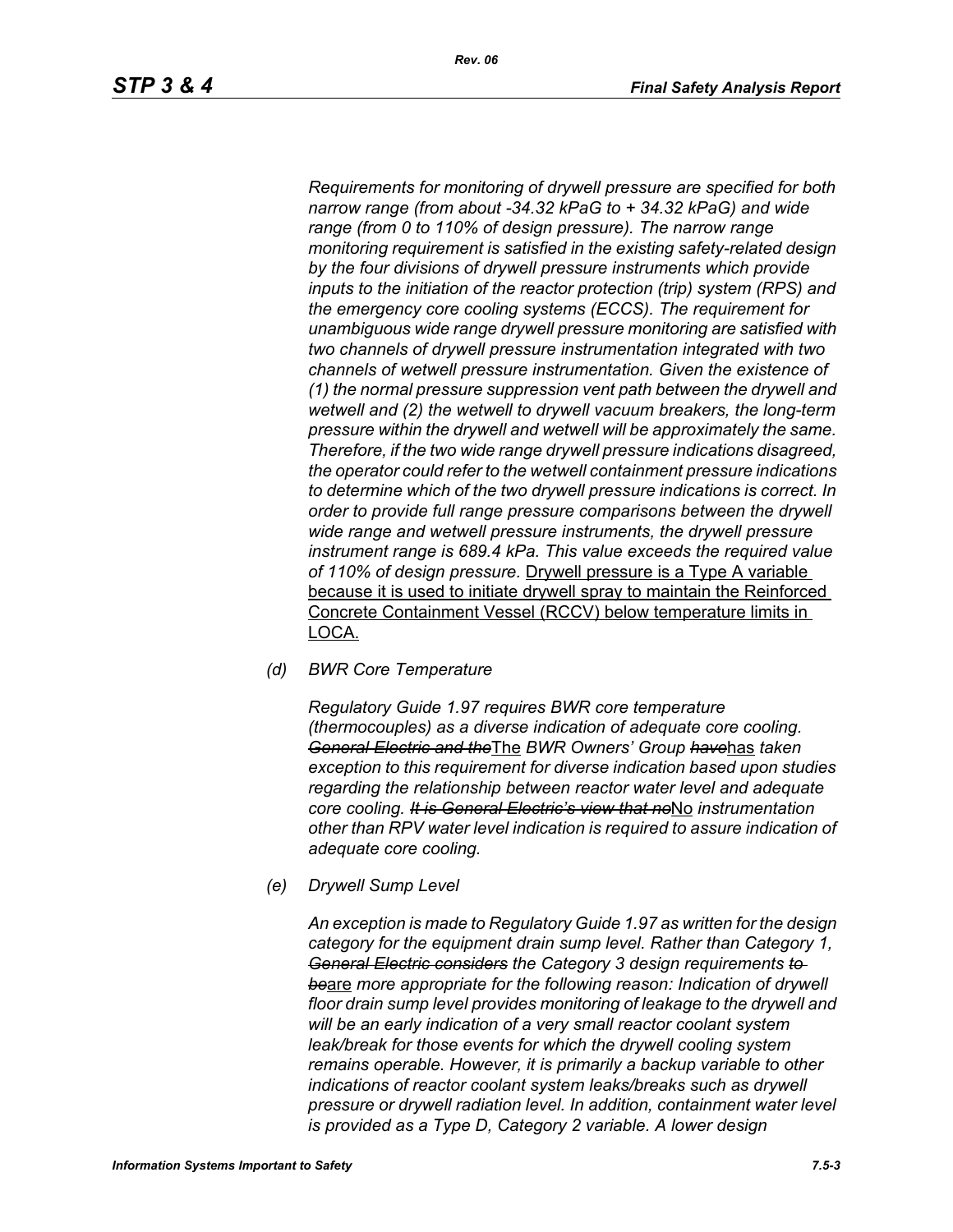*Requirements for monitoring of drywell pressure are specified for both narrow range (from about -34.32 kPaG to + 34.32 kPaG) and wide range (from 0 to 110% of design pressure). The narrow range monitoring requirement is satisfied in the existing safety-related design by the four divisions of drywell pressure instruments which provide inputs to the initiation of the reactor protection (trip) system (RPS) and the emergency core cooling systems (ECCS). The requirement for unambiguous wide range drywell pressure monitoring are satisfied with two channels of drywell pressure instrumentation integrated with two channels of wetwell pressure instrumentation. Given the existence of (1) the normal pressure suppression vent path between the drywell and wetwell and (2) the wetwell to drywell vacuum breakers, the long-term pressure within the drywell and wetwell will be approximately the same. Therefore, if the two wide range drywell pressure indications disagreed, the operator could refer to the wetwell containment pressure indications to determine which of the two drywell pressure indications is correct. In order to provide full range pressure comparisons between the drywell wide range and wetwell pressure instruments, the drywell pressure instrument range is 689.4 kPa. This value exceeds the required value of 110% of design pressure.* <u>Drywell pressure is a Type A variable because it is used to initiate drywell spray to maintain the Reinforced Concrete Containment Vessel (RCCV) below temperature limits in LOCA.</u>

(d) *BWR Core Temperature*

*Regulatory Guide 1.97 requires BWR core temperature (thermocouples) as a diverse indication of adequate core cooling.* ~~*General Electric and the*~~<u>The</u> *BWR Owners' Group* ~~*have*~~<u>has</u> *taken exception to this requirement for diverse indication based upon studies regarding the relationship between reactor water level and adequate core cooling.* ~~*It is General Electric's view that no*~~<u>No</u> *instrumentation other than RPV water level indication is required to assure indication of adequate core cooling.*

(e) *Drywell Sump Level*

*An exception is made to Regulatory Guide 1.97 as written for the design category for the equipment drain sump level. Rather than Category 1,* ~~*General Electric considers*~~ *the Category 3 design requirements* ~~*to be*~~<u>are</u> *more appropriate for the following reason: Indication of drywell floor drain sump level provides monitoring of leakage to the drywell and will be an early indication of a very small reactor coolant system leak/break for those events for which the drywell cooling system remains operable. However, it is primarily a backup variable to other indications of reactor coolant system leaks/breaks such as drywell pressure or drywell radiation level. In addition, containment water level is provided as a Type D, Category 2 variable. A lower design*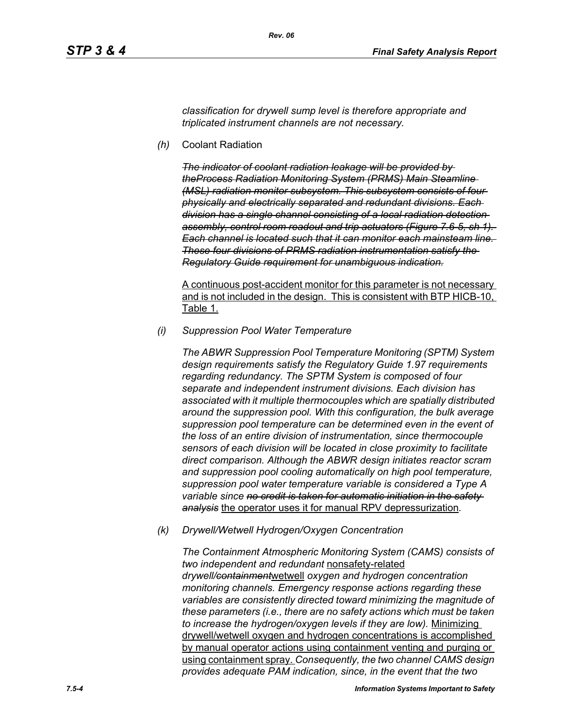*classification for drywell sump level is therefore appropriate and triplicated instrument channels are not necessary.*

*(h)* Coolant Radiation

~~*The indicator of coolant radiation leakage will be provided by theProcess Radiation Monitoring System (PRMS) Main Steamline (MSL) radiation monitor subsystem. This subsystem consists of four physically and electrically separated and redundant divisions. Each division has a single channel consisting of a local radiation detection assembly, control room readout and trip actuators (Figure 7.6-5, sh 1). Each channel is located such that it can monitor each mainsteam line. These four divisions of PRMS radiation instrumentation satisfy the Regulatory Guide requirement for unambiguous indication.*~~

<u>A continuous post-accident monitor for this parameter is not necessary and is not included in the design. This is consistent with BTP HICB-10, Table 1.</u>

*(i) Suppression Pool Water Temperature*

*The ABWR Suppression Pool Temperature Monitoring (SPTM) System design requirements satisfy the Regulatory Guide 1.97 requirements regarding redundancy. The SPTM System is composed of four separate and independent instrument divisions. Each division has associated with it multiple thermocouples which are spatially distributed around the suppression pool. With this configuration, the bulk average suppression pool temperature can be determined even in the event of the loss of an entire division of instrumentation, since thermocouple sensors of each division will be located in close proximity to facilitate direct comparison. Although the ABWR design initiates reactor scram and suppression pool cooling automatically on high pool temperature, suppression pool water temperature variable is considered a Type A variable since* ~~*no credit is taken for automatic initiation in the safety analysis*~~ <u>the operator uses it for manual RPV depressurization</u>*.*

*(k) Drywell/Wetwell Hydrogen/Oxygen Concentration*

*The Containment Atmospheric Monitoring System (CAMS) consists of two independent and redundant* <u>nonsafety-related</u> *drywell/*~~*containment*~~<u>wetwell</u> *oxygen and hydrogen concentration monitoring channels. Emergency response actions regarding these variables are consistently directed toward minimizing the magnitude of these parameters (i.e., there are no safety actions which must be taken to increase the hydrogen/oxygen levels if they are low).* <u>Minimizing drywell/wetwell oxygen and hydrogen concentrations is accomplished by manual operator actions using containment venting and purging or using containment spray.</u> *Consequently, the two channel CAMS design provides adequate PAM indication, since, in the event that the two*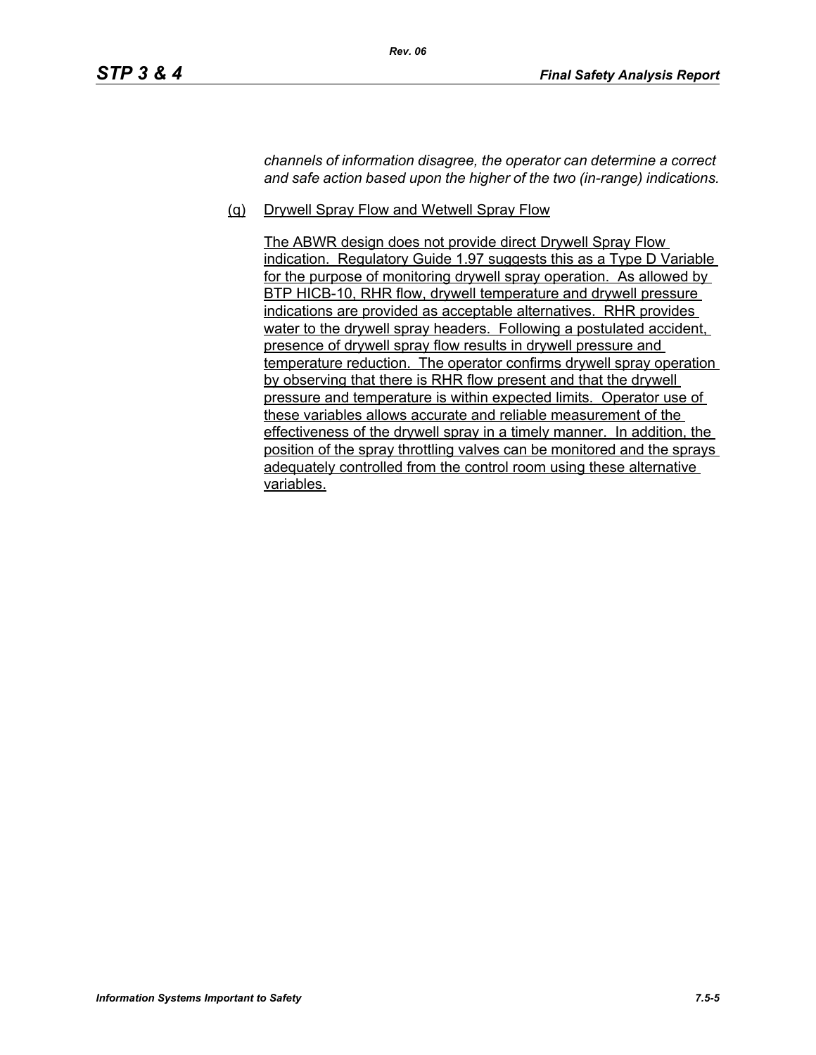*channels of information disagree, the operator can determine a correct and safe action based upon the higher of the two (in-range) indications.*

(q) Drywell Spray Flow and Wetwell Spray Flow

The ABWR design does not provide direct Drywell Spray Flow indication. Regulatory Guide 1.97 suggests this as a Type D Variable for the purpose of monitoring drywell spray operation. As allowed by BTP HICB-10, RHR flow, drywell temperature and drywell pressure indications are provided as acceptable alternatives. RHR provides water to the drywell spray headers. Following a postulated accident, presence of drywell spray flow results in drywell pressure and temperature reduction. The operator confirms drywell spray operation by observing that there is RHR flow present and that the drywell pressure and temperature is within expected limits. Operator use of these variables allows accurate and reliable measurement of the effectiveness of the drywell spray in a timely manner. In addition, the position of the spray throttling valves can be monitored and the sprays adequately controlled from the control room using these alternative variables.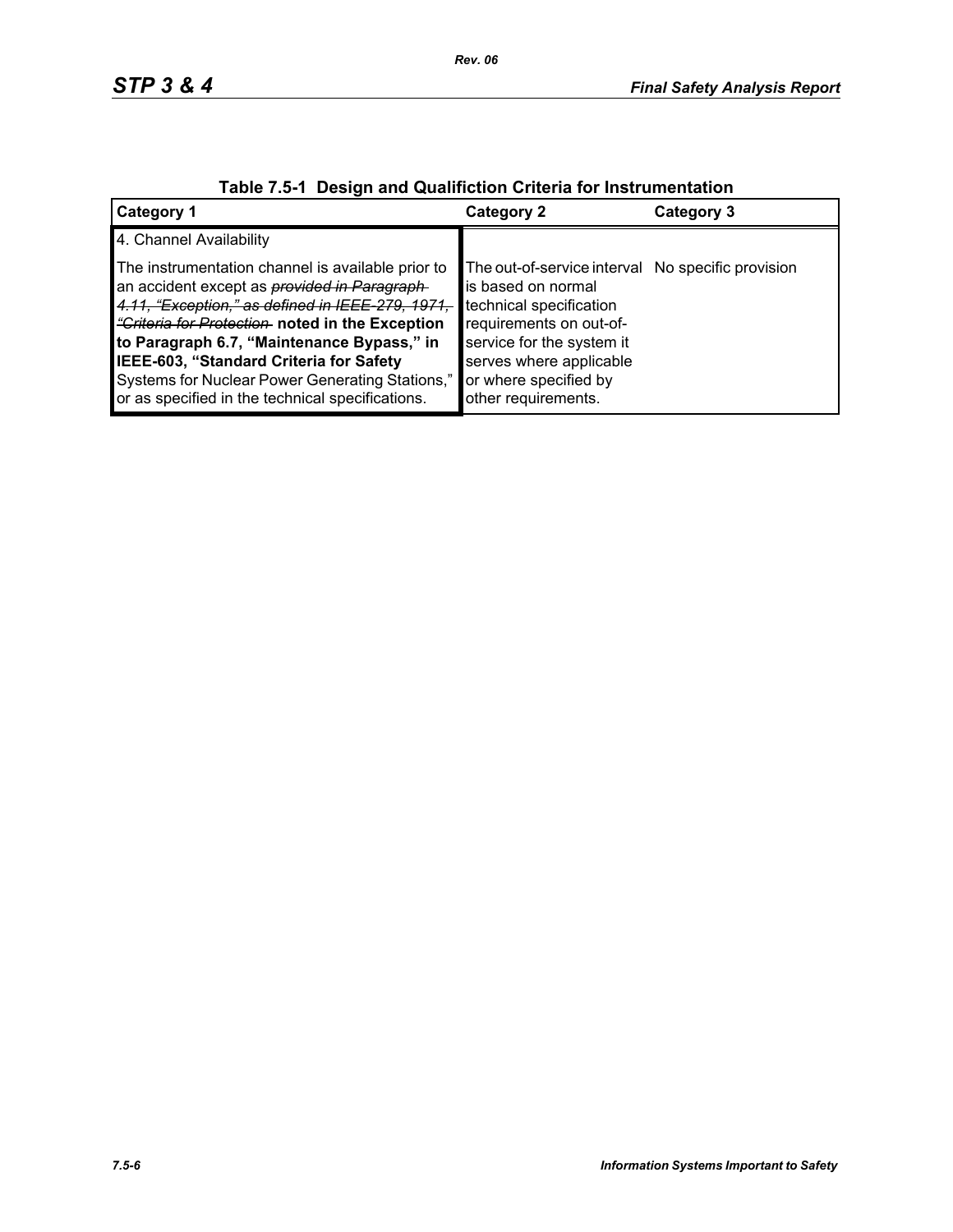**Table 7.5-1 Design and Qualifiction Criteria for Instrumentation**

| Category 1 | Category 2 | Category 3 |
|---|---|---|
| 4. Channel Availability | | |
| The instrumentation channel is available prior to an accident except as ~~*provided in Paragraph 4.11, "Exception," as defined in IEEE-279, 1971, "Criteria for Protection*~~ **noted in the Exception to Paragraph 6.7, "Maintenance Bypass," in IEEE-603, "Standard Criteria for Safety** Systems for Nuclear Power Generating Stations," or as specified in the technical specifications. | The out-of-service interval is based on normal technical specification requirements on out-of-service for the system it serves where applicable or where specified by other requirements. | No specific provision |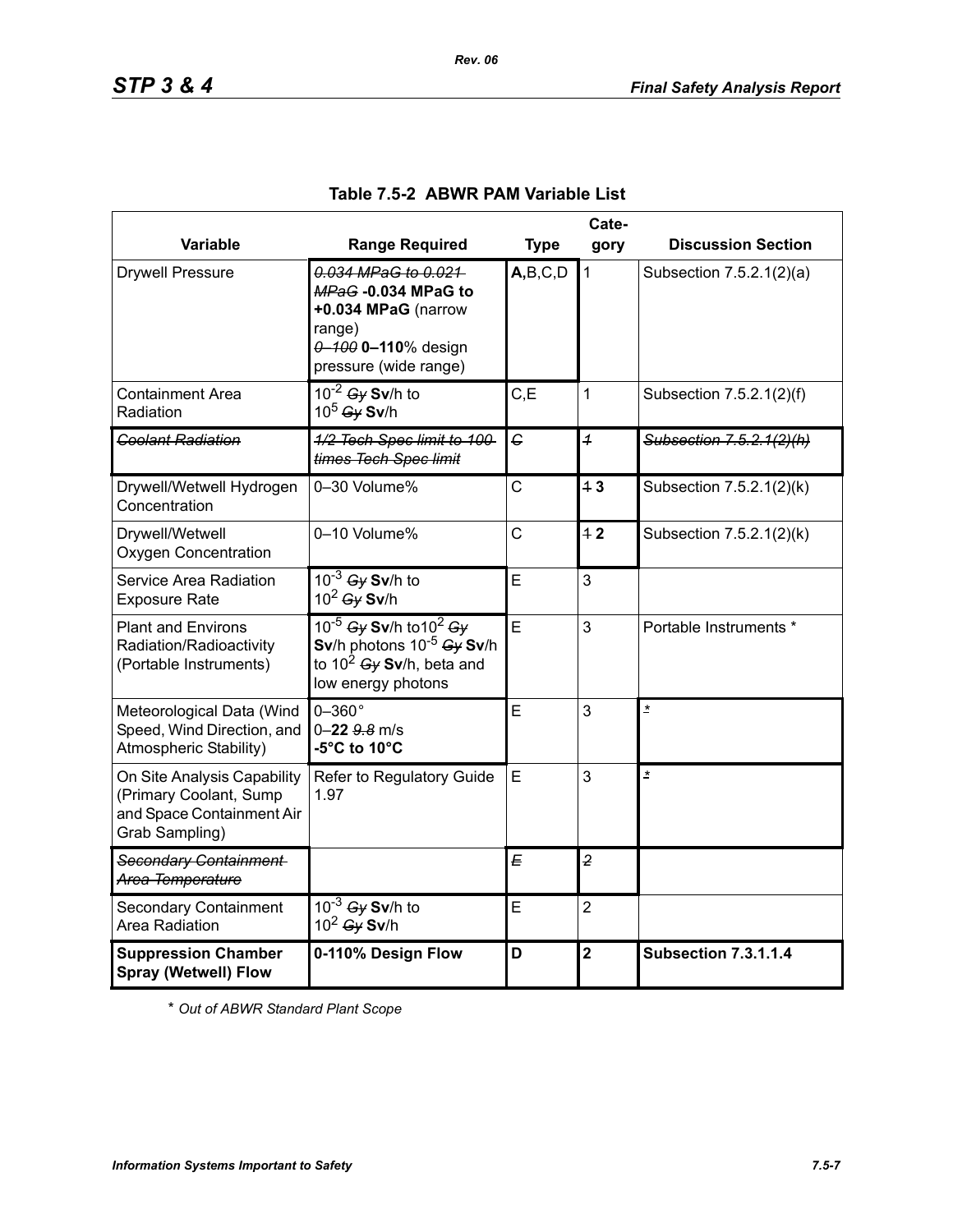**Table 7.5-2 ABWR PAM Variable List**

| Variable | Range Required | Type | Category | Discussion Section |
|---|---|---|---|---|
| Drywell Pressure | ~~0.034 MPaG to 0.021 MPaG~~ **-0.034 MPaG to +0.034 MPaG** (narrow range) ~~0–100~~ **0–110**% design pressure (wide range) | **A,**B,C,D | 1 | Subsection 7.5.2.1(2)(a) |
| Containment Area Radiation | $10^{-2}$ ~~Gy~~ **Sv**/h to $10^{5}$ ~~Gy~~ **Sv**/h | C,E | 1 | Subsection 7.5.2.1(2)(f) |
| ~~Coolant Radiation~~ | ~~1/2 Tech Spec limit to 100 times Tech Spec limit~~ | ~~C~~ | ~~1~~ | ~~Subsection 7.5.2.1(2)(h)~~ |
| Drywell/Wetwell Hydrogen Concentration | 0–30 Volume% | C | ~~1~~ **3** | Subsection 7.5.2.1(2)(k) |
| Drywell/Wetwell Oxygen Concentration | 0–10 Volume% | C | ~~1~~ **2** | Subsection 7.5.2.1(2)(k) |
| Service Area Radiation Exposure Rate | $10^{-3}$ ~~Gy~~ **Sv**/h to $10^{2}$ ~~Gy~~ **Sv**/h | E | 3 | |
| Plant and Environs Radiation/Radioactivity (Portable Instruments) | $10^{-5}$ ~~Gy~~ **Sv**/h to $10^{2}$ ~~Gy~~ **Sv**/h photons $10^{-5}$ ~~Gy~~ **Sv**/h to $10^{2}$ ~~Gy~~ **Sv**/h, beta and low energy photons | E | 3 | Portable Instruments * |
| Meteorological Data (Wind Speed, Wind Direction, and Atmospheric Stability) | 0–360° 0–**22** ~~9.8~~ m/s **-5°C to 10°C** | E | 3 | * |
| On Site Analysis Capability (Primary Coolant, Sump and Space Containment Air Grab Sampling) | Refer to Regulatory Guide 1.97 | E | 3 | * |
| ~~Secondary Containment Area Temperature~~ | | ~~E~~ | ~~2~~ | |
| Secondary Containment Area Radiation | $10^{-3}$ ~~Gy~~ **Sv**/h to $10^{2}$ ~~Gy~~ **Sv**/h | E | 2 | |
| **Suppression Chamber Spray (Wetwell) Flow** | **0-110% Design Flow** | **D** | **2** | **Subsection 7.3.1.1.4** |

\* *Out of ABWR Standard Plant Scope*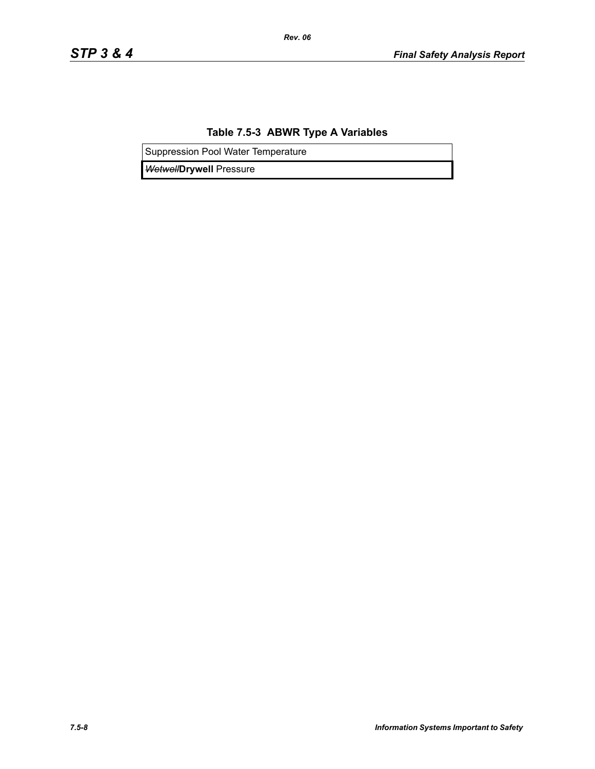**Table 7.5-3 ABWR Type A Variables**

| Suppression Pool Water Temperature |
| --- |
| ~~*Wetwell*~~**Drywell** Pressure |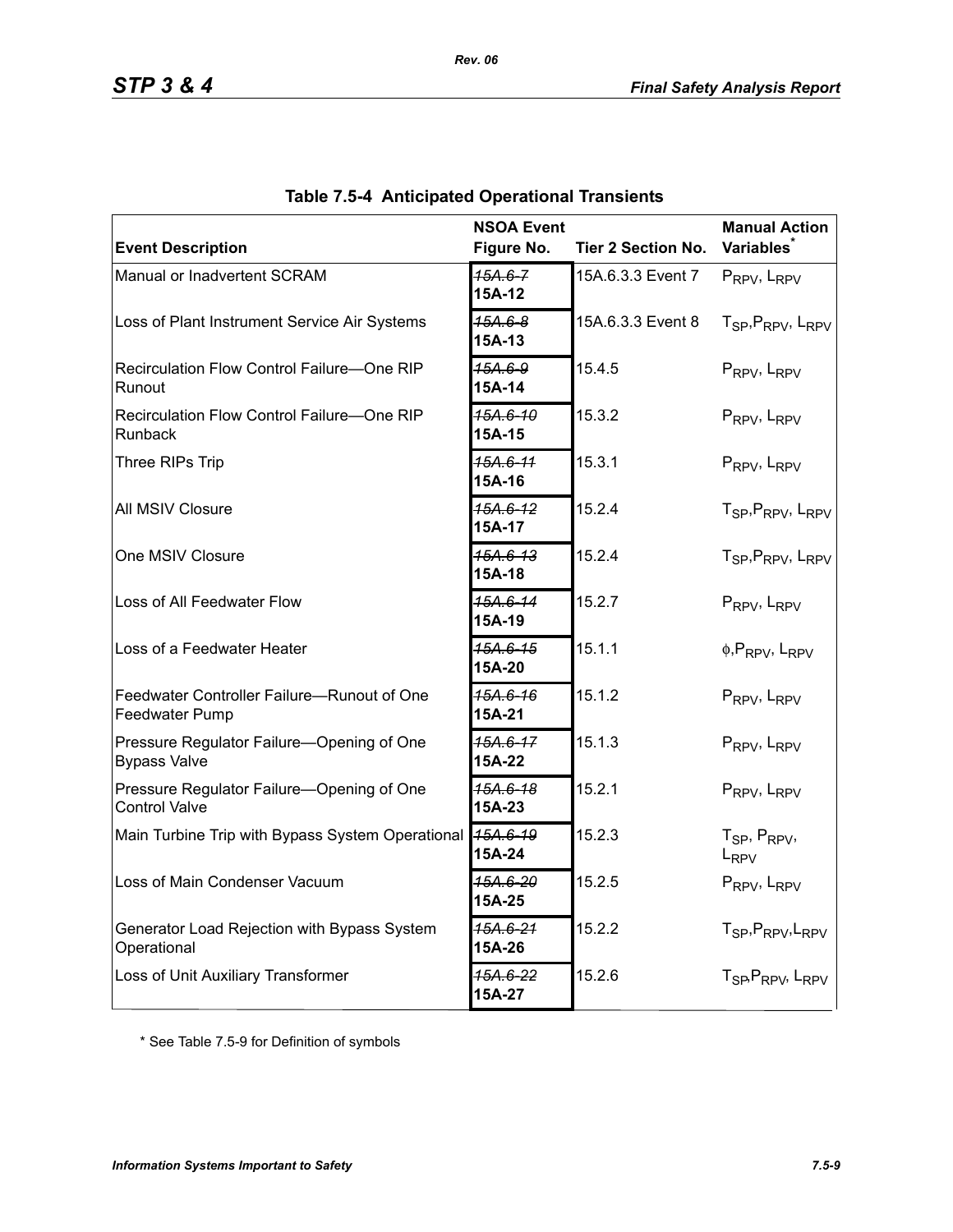## Table 7.5-4 Anticipated Operational Transients

| Event Description | NSOA Event Figure No. | Tier 2 Section No. | Manual Action Variables* |
|---|---|---|---|
| Manual or Inadvertent SCRAM | ~~15A.6-7~~ **15A-12** | 15A.6.3.3 Event 7 | $P_{RPV}$, $L_{RPV}$ |
| Loss of Plant Instrument Service Air Systems | ~~15A.6-8~~ **15A-13** | 15A.6.3.3 Event 8 | $T_{SP}$,$P_{RPV}$, $L_{RPV}$ |
| Recirculation Flow Control Failure—One RIP Runout | ~~15A.6-9~~ **15A-14** | 15.4.5 | $P_{RPV}$, $L_{RPV}$ |
| Recirculation Flow Control Failure—One RIP Runback | ~~15A.6-10~~ **15A-15** | 15.3.2 | $P_{RPV}$, $L_{RPV}$ |
| Three RIPs Trip | ~~15A.6-11~~ **15A-16** | 15.3.1 | $P_{RPV}$, $L_{RPV}$ |
| All MSIV Closure | ~~15A.6-12~~ **15A-17** | 15.2.4 | $T_{SP}$,$P_{RPV}$, $L_{RPV}$ |
| One MSIV Closure | ~~15A.6-13~~ **15A-18** | 15.2.4 | $T_{SP}$,$P_{RPV}$, $L_{RPV}$ |
| Loss of All Feedwater Flow | ~~15A.6-14~~ **15A-19** | 15.2.7 | $P_{RPV}$, $L_{RPV}$ |
| Loss of a Feedwater Heater | ~~15A.6-15~~ **15A-20** | 15.1.1 | $\phi$,$P_{RPV}$, $L_{RPV}$ |
| Feedwater Controller Failure—Runout of One Feedwater Pump | ~~15A.6-16~~ **15A-21** | 15.1.2 | $P_{RPV}$, $L_{RPV}$ |
| Pressure Regulator Failure—Opening of One Bypass Valve | ~~15A.6-17~~ **15A-22** | 15.1.3 | $P_{RPV}$, $L_{RPV}$ |
| Pressure Regulator Failure—Opening of One Control Valve | ~~15A.6-18~~ **15A-23** | 15.2.1 | $P_{RPV}$, $L_{RPV}$ |
| Main Turbine Trip with Bypass System Operational | ~~15A.6-19~~ **15A-24** | 15.2.3 | $T_{SP}$, $P_{RPV}$, $L_{RPV}$ |
| Loss of Main Condenser Vacuum | ~~15A.6-20~~ **15A-25** | 15.2.5 | $P_{RPV}$, $L_{RPV}$ |
| Generator Load Rejection with Bypass System Operational | ~~15A.6-21~~ **15A-26** | 15.2.2 | $T_{SP}$,$P_{RPV}$,$L_{RPV}$ |
| Loss of Unit Auxiliary Transformer | ~~15A.6-22~~ **15A-27** | 15.2.6 | $T_{SP}$,$P_{RPV}$, $L_{RPV}$ |

* See Table 7.5-9 for Definition of symbols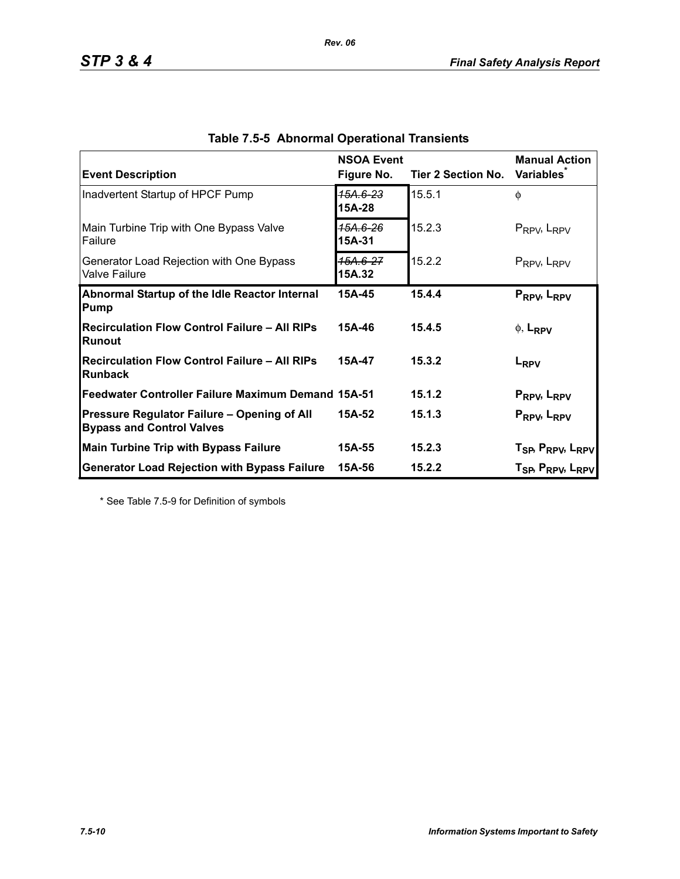## Table 7.5-5 Abnormal Operational Transients

| Event Description | NSOA Event Figure No. | Tier 2 Section No. | Manual Action Variables* |
|---|---|---|---|
| Inadvertent Startup of HPCF Pump | ~~15A.6-23~~ **15A-28** | 15.5.1 | $\phi$ |
| Main Turbine Trip with One Bypass Valve Failure | ~~15A.6-26~~ **15A-31** | 15.2.3 | $P_{RPV}$, $L_{RPV}$ |
| Generator Load Rejection with One Bypass Valve Failure | ~~15A.6-27~~ **15A.32** | 15.2.2 | $P_{RPV}$, $L_{RPV}$ |
| **Abnormal Startup of the Idle Reactor Internal Pump** | **15A-45** | **15.4.4** | $P_{RPV}$, $L_{RPV}$ |
| **Recirculation Flow Control Failure – All RIPs Runout** | **15A-46** | **15.4.5** | $\phi$, $L_{RPV}$ |
| **Recirculation Flow Control Failure – All RIPs Runback** | **15A-47** | **15.3.2** | $L_{RPV}$ |
| **Feedwater Controller Failure Maximum Demand** | **15A-51** | **15.1.2** | $P_{RPV}$, $L_{RPV}$ |
| **Pressure Regulator Failure – Opening of All Bypass and Control Valves** | **15A-52** | **15.1.3** | $P_{RPV}$, $L_{RPV}$ |
| **Main Turbine Trip with Bypass Failure** | **15A-55** | **15.2.3** | $T_{SP}$, $P_{RPV}$, $L_{RPV}$ |
| **Generator Load Rejection with Bypass Failure** | **15A-56** | **15.2.2** | $T_{SP}$, $P_{RPV}$, $L_{RPV}$ |

\* See Table 7.5-9 for Definition of symbols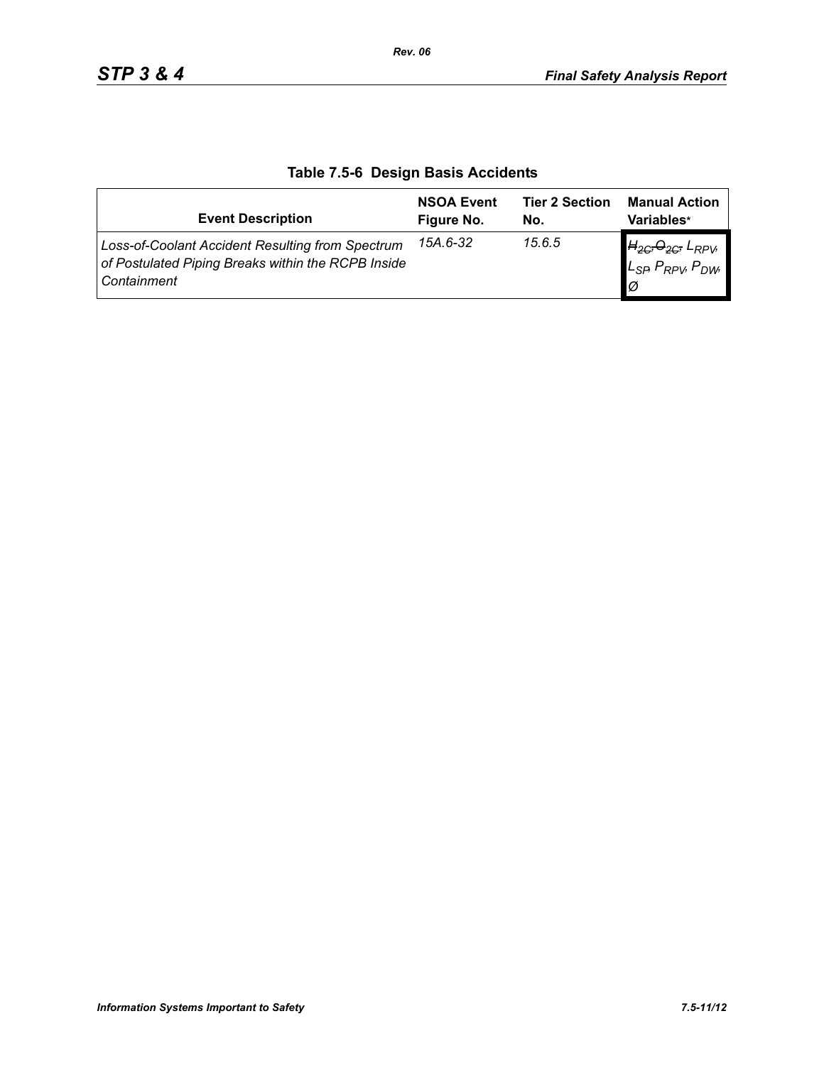## Table 7.5-6 Design Basis Accidents

| Event Description | NSOA Event Figure No. | Tier 2 Section No. | Manual Action Variables* |
|---|---|---|---|
| *Loss-of-Coolant Accident Resulting from Spectrum of Postulated Piping Breaks within the RCPB Inside Containment* | *15A.6-32* | *15.6.5* | ~~$H_{2C}$, $O_{2C}$,~~ $L_{RPV}$, $L_{SP}$, $P_{RPV}$, $P_{DW}$, Ø |